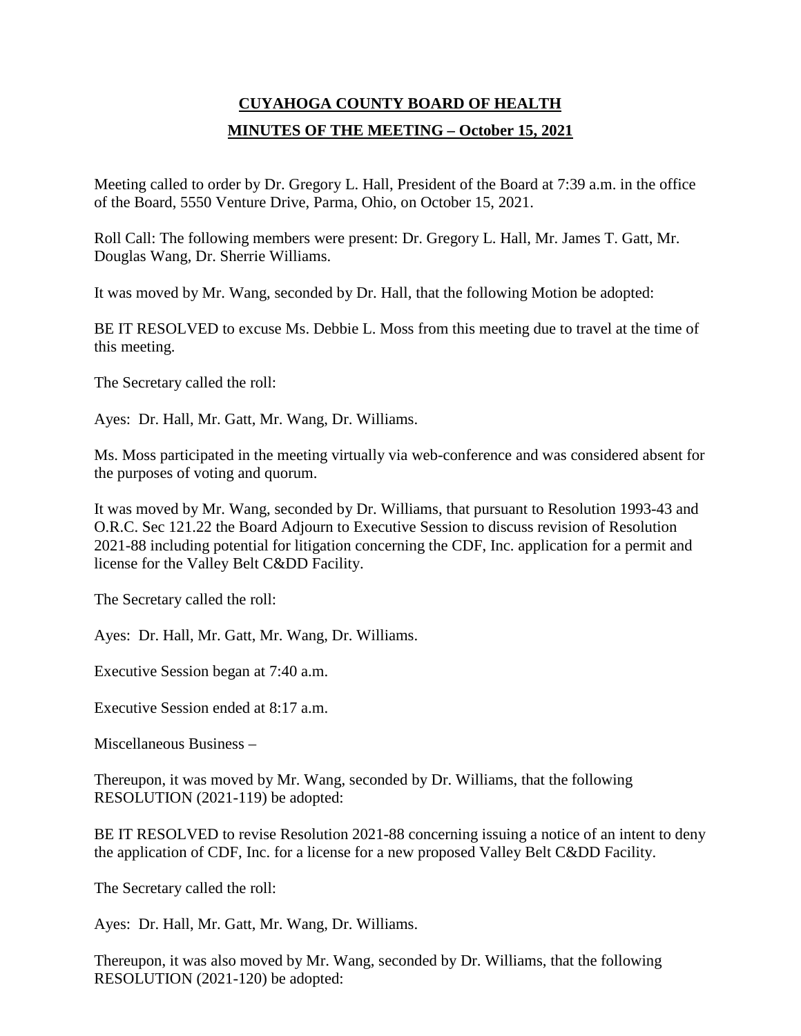# CUYAHOGA COUNTY BOARD OF HEALTH

## MINUTES OF THE MEETING – October 15, 2021

Meeting called to order by Dr. Gregory L. Hall, President of the Board at 7:39 a.m. in the office of the Board, 5550 Venture Drive, Parma, Ohio, on October 15, 2021.

Roll Call: The following members were present: Dr. Gregory L. Hall, Mr. James T. Gatt, Mr. Douglas Wang, Dr. Sherrie Williams.

It was moved by Mr. Wang, seconded by Dr. Hall, that the following Motion be adopted:

BE IT RESOLVED to excuse Ms. Debbie L. Moss from this meeting due to travel at the time of this meeting.

The Secretary called the roll:

Ayes: Dr. Hall, Mr. Gatt, Mr. Wang, Dr. Williams.

Ms. Moss participated in the meeting virtually via web-conference and was considered absent for the purposes of voting and quorum.

It was moved by Mr. Wang, seconded by Dr. Williams, that pursuant to Resolution 1993-43 and O.R.C. Sec 121.22 the Board Adjourn to Executive Session to discuss revision of Resolution 2021-88 including potential for litigation concerning the CDF, Inc. application for a permit and license for the Valley Belt C&DD Facility.

The Secretary called the roll:

Ayes: Dr. Hall, Mr. Gatt, Mr. Wang, Dr. Williams.

Executive Session began at 7:40 a.m.

Executive Session ended at 8:17 a.m.

Miscellaneous Business –

Thereupon, it was moved by Mr. Wang, seconded by Dr. Williams, that the following RESOLUTION (2021-119) be adopted:

BE IT RESOLVED to revise Resolution 2021-88 concerning issuing a notice of an intent to deny the application of CDF, Inc. for a license for a new proposed Valley Belt C&DD Facility.

The Secretary called the roll:

Ayes: Dr. Hall, Mr. Gatt, Mr. Wang, Dr. Williams.

Thereupon, it was also moved by Mr. Wang, seconded by Dr. Williams, that the following RESOLUTION (2021-120) be adopted: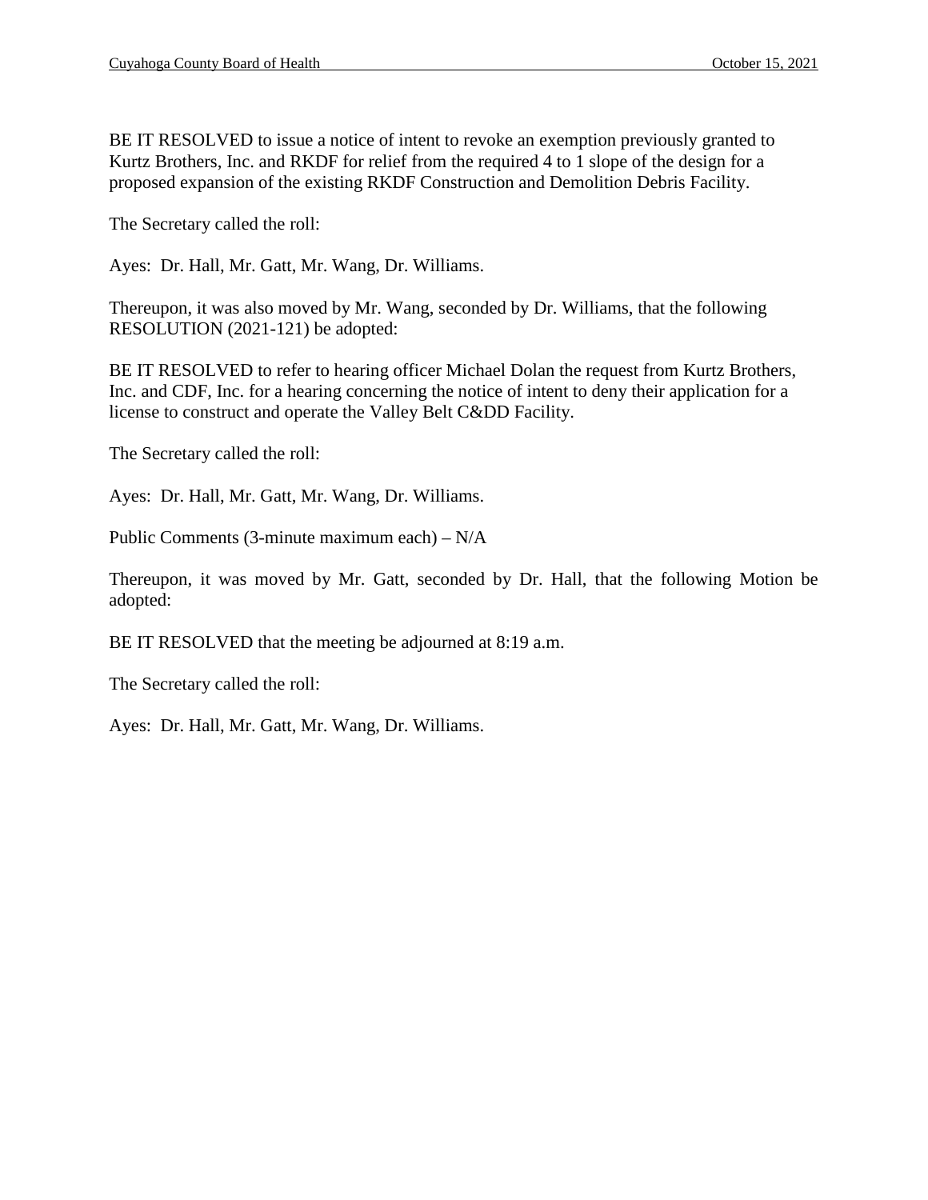BE IT RESOLVED to issue a notice of intent to revoke an exemption previously granted to Kurtz Brothers, Inc. and RKDF for relief from the required 4 to 1 slope of the design for a proposed expansion of the existing RKDF Construction and Demolition Debris Facility.

The Secretary called the roll:

Ayes: Dr. Hall, Mr. Gatt, Mr. Wang, Dr. Williams.

Thereupon, it was also moved by Mr. Wang, seconded by Dr. Williams, that the following RESOLUTION (2021-121) be adopted:

BE IT RESOLVED to refer to hearing officer Michael Dolan the request from Kurtz Brothers, Inc. and CDF, Inc. for a hearing concerning the notice of intent to deny their application for a license to construct and operate the Valley Belt C&DD Facility.

The Secretary called the roll:

Ayes: Dr. Hall, Mr. Gatt, Mr. Wang, Dr. Williams.

Public Comments (3-minute maximum each) – N/A

Thereupon, it was moved by Mr. Gatt, seconded by Dr. Hall, that the following Motion be adopted:

BE IT RESOLVED that the meeting be adjourned at 8:19 a.m.

The Secretary called the roll:

Ayes: Dr. Hall, Mr. Gatt, Mr. Wang, Dr. Williams.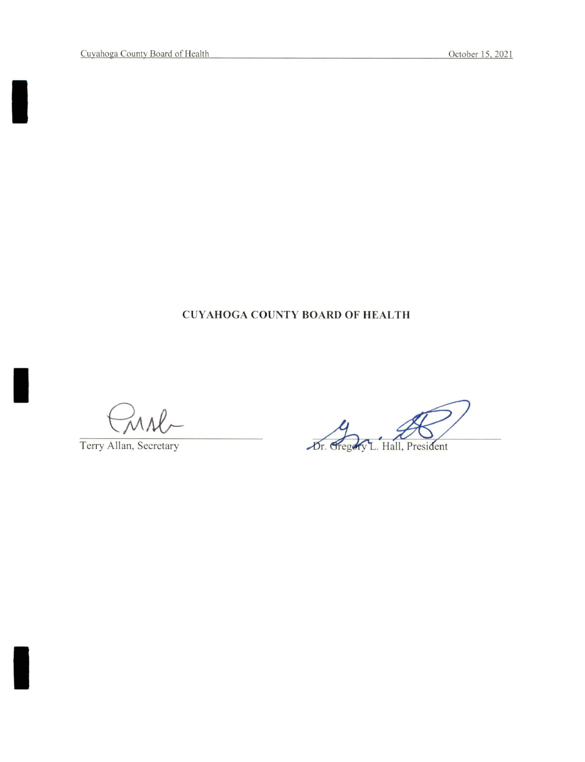**CUYAHOGA COUNTY BOARD OF HEALTH**

Terry Allan, Secretary

Dr. Gregory L. Hall, President